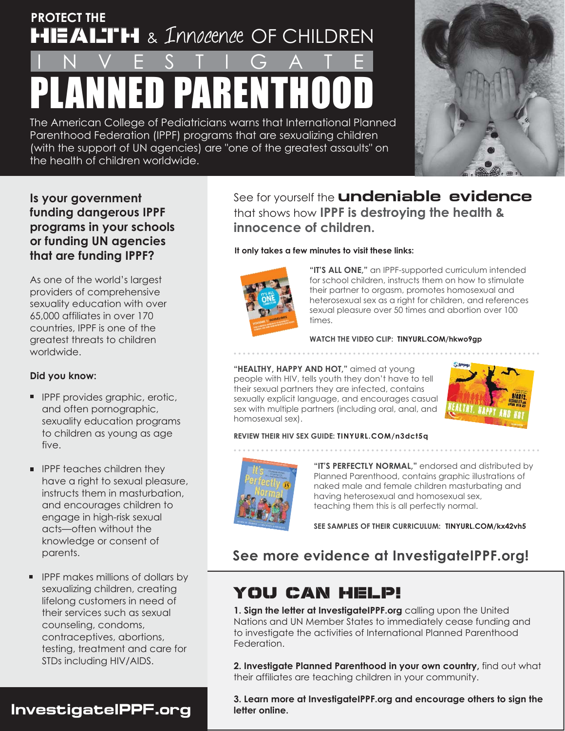# PROTECT THE HEALTH & *Innocence* OF CHILDREN

## INVESTIGATE

# PLANNED PARENTHOOD

The American College of Pediatricians warns that International Planned Parenthood Federation (IPPF) programs that are sexualizing children (with the support of UN agencies) are "one of the greatest assaults" on the health of children worldwide.

### Is your government funding dangerous IPPF programs in your schools or funding UN agencies that are funding IPPF?

As one of the world's largest providers of comprehensive sexuality education with over 65,000 affiliates in over 170 countries, IPPF is one of the greatest threats to children worldwide.

**Did you know:**

- IPPF provides graphic, erotic, and often pornographic, sexuality education programs to children as young as age five.
- IPPF teaches children they have a right to sexual pleasure, instructs them in masturbation, and encourages children to engage in high-risk sexual acts—often without the knowledge or consent of parents.
- IPPF makes millions of dollars by sexualizing children, creating lifelong customers in need of their services such as sexual counseling, condoms, contraceptives, abortions, testing, treatment and care for STDs including HIV/AIDS.

See for yourself the **undeniable evidence** that shows how **IPPF is destroying the health & innocence of children.**

**It only takes a few minutes to visit these links:**

**"IT'S ALL ONE,"** an IPPF-supported curriculum intended for school children, instructs them on how to stimulate their partner to orgasm, promotes homosexual and heterosexual sex as a right for children, and references sexual pleasure over 50 times and abortion over 100 times.

**WATCH THE VIDEO CLIP: TINYURL.COM/hkwo9gp**

**"HEALTHY, HAPPY AND HOT,"** aimed at young people with HIV, tells youth they don't have to tell their sexual partners they are infected, contains sexually explicit language, and encourages casual sex with multiple partners (including oral, anal, and homosexual sex).

**REVIEW THEIR HIV SEX GUIDE: TINYURL.COM/n3dct5q**

**"IT'S PERFECTLY NORMAL,"** endorsed and distributed by Planned Parenthood, contains graphic illustrations of naked male and female children masturbating and having heterosexual and homosexual sex, teaching them this is all perfectly normal.

**SEE SAMPLES OF THEIR CURRICULUM: TINYURL.COM/kx42vh5**

## See more evidence at InvestigateIPPF.org!

## YOU CAN HELP!

**1. Sign the letter at InvestigateIPPF.org** calling upon the United Nations and UN Member States to immediately cease funding and to investigate the activities of International Planned Parenthood Federation.

**2. Investigate Planned Parenthood in your own country,** find out what their affiliates are teaching children in your community.

**3. Learn more at InvestigateIPPF.org and encourage others to sign the letter online.**

**InvestigateIPPF.org**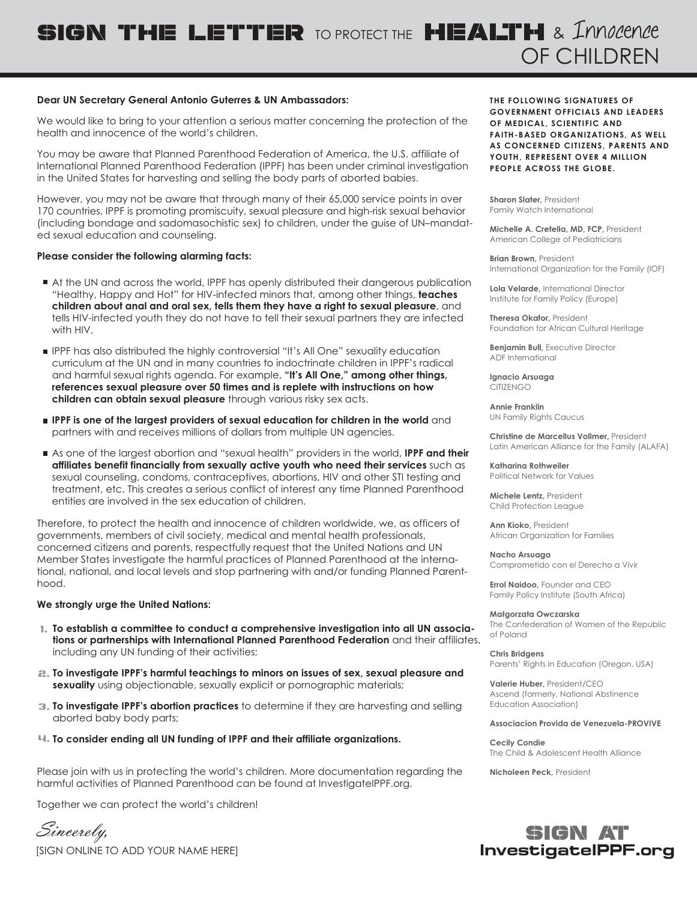# SIGN THE LETTER TO PROTECT THE HEALTH & *Innocence* OF CHILDREN

**Dear UN Secretary General Antonio Guterres & UN Ambassadors:**

We would like to bring to your attention a serious matter concerning the protection of the health and innocence of the world's children.

You may be aware that Planned Parenthood Federation of America, the U.S. affiliate of International Planned Parenthood Federation (IPPF) has been under criminal investigation in the United States for harvesting and selling the body parts of aborted babies.

However, you may not be aware that through many of their 65,000 service points in over 170 countries, IPPF is promoting promiscuity, sexual pleasure and high-risk sexual behavior (including bondage and sadomasochistic sex) to children, under the guise of UN–mandated sexual education and counseling.

**Please consider the following alarming facts:**

- At the UN and across the world, IPPF has openly distributed their dangerous publication "Healthy, Happy and Hot" for HIV-infected minors that, among other things, **teaches children about anal and oral sex, tells them they have a right to sexual pleasure**, and tells HIV-infected youth they do not have to tell their sexual partners they are infected with HIV.
- IPPF has also distributed the highly controversial "It's All One" sexuality education curriculum at the UN and in many countries to indoctrinate children in IPPF's radical and harmful sexual rights agenda. For example, **"It's All One," among other things, references sexual pleasure over 50 times and is replete with instructions on how children can obtain sexual pleasure** through various risky sex acts.
- **IPPF is one of the largest providers of sexual education for children in the world** and partners with and receives millions of dollars from multiple UN agencies.
- As one of the largest abortion and "sexual health" providers in the world, **IPPF and their affiliates benefit financially from sexually active youth who need their services** such as sexual counseling, condoms, contraceptives, abortions, HIV and other STI testing and treatment, etc. This creates a serious conflict of interest any time Planned Parenthood entities are involved in the sex education of children.

Therefore, to protect the health and innocence of children worldwide, we, as officers of governments, members of civil society, medical and mental health professionals, concerned citizens and parents, respectfully request that the United Nations and UN Member States investigate the harmful practices of Planned Parenthood at the international, national, and local levels and stop partnering with and/or funding Planned Parenthood.

**We strongly urge the United Nations:**

1. **To establish a committee to conduct a comprehensive investigation into all UN associations or partnerships with International Planned Parenthood Federation** and their affiliates, including any UN funding of their activities;
2. **To investigate IPPF's harmful teachings to minors on issues of sex, sexual pleasure and sexuality** using objectionable, sexually explicit or pornographic materials;
3. **To investigate IPPF's abortion practices** to determine if they are harvesting and selling aborted baby body parts;
4. **To consider ending all UN funding of IPPF and their affiliate organizations.**

Please join with us in protecting the world's children. More documentation regarding the harmful activities of Planned Parenthood can be found at InvestigateIPPF.org.

Together we can protect the world's children!

*Sincerely,*

[SIGN ONLINE TO ADD YOUR NAME HERE]

**THE FOLLOWING SIGNATURES OF GOVERNMENT OFFICIALS AND LEADERS OF MEDICAL, SCIENTIFIC AND FAITH-BASED ORGANIZATIONS, AS WELL AS CONCERNED CITIZENS, PARENTS AND YOUTH, REPRESENT OVER 4 MILLION PEOPLE ACROSS THE GLOBE.**

**Sharon Slater,** President
Family Watch International

**Michelle A. Cretella, MD, FCP,** President
American College of Pediatricians

**Brian Brown,** President
International Organization for the Family (IOF)

**Lola Velarde,** International Director
Institute for Family Policy (Europe)

**Theresa Okafor,** President
Foundation for African Cultural Heritage

**Benjamin Bull,** Executive Director
ADF International

**Ignacio Arsuaga**
CITIZENGO

**Annie Franklin**
UN Family Rights Caucus

**Christine de Marcellus Vollmer,** President
Latin American Alliance for the Family (ALAFA)

**Katharina Rothweiler**
Political Network for Values

**Michele Lentz,** President
Child Protection League

**Ann Kioko,** President
African Organization for Families

**Nacho Arsuaga**
Comprometido con el Derecho a Vivir

**Errol Naidoo,** Founder and CEO
Family Policy Institute (South Africa)

**Małgorzata Owczarska**
The Confederation of Women of the Republic of Poland

**Chris Bridgens**
Parents' Rights In Education (Oregon, USA)

**Valerie Huber,** President/CEO
Ascend (formerly, National Abstinence Education Association)

**Associacion Provida de Venezuela-PROVIVE**

**Cecily Condie**
The Child & Adolescent Health Alliance

**Nicholeen Peck,** President

**SIGN AT InvestigateIPPF.org**